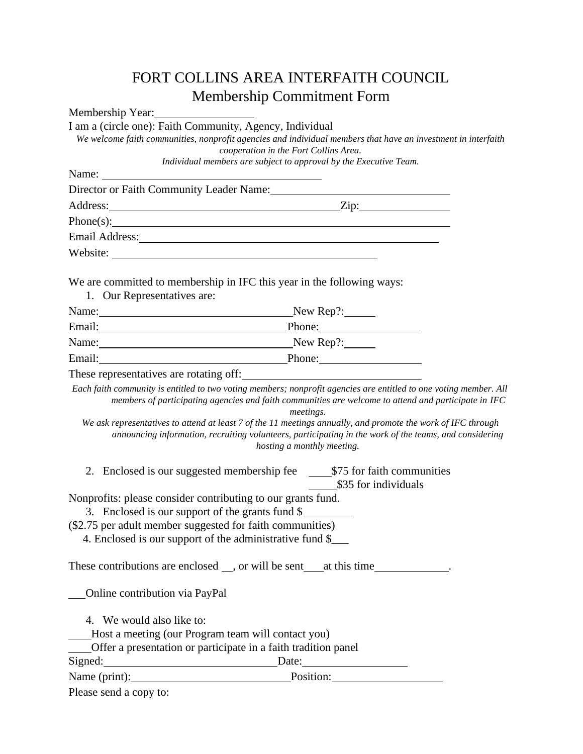# FORT COLLINS AREA INTERFAITH COUNCIL

## Membership Commitment Form

Membership Year:________________

I am a (circle one): Faith Community, Agency, Individual

*We welcome faith communities, nonprofit agencies and individual members that have an investment in interfaith cooperation in the Fort Collins Area.*

*Individual members are subject to approval by the Executive Team.*

Name: ________________________________________

Director or Faith Community Leader Name:______________________________

Address:________________________________________Zip:_______________

Phone(s):___________________________________________________________

Email Address:_______________________________________________________

Website: ______________________________________________

We are committed to membership in IFC this year in the following ways:

1. Our Representatives are:

Name:_________________________________New Rep?:_____

Email:_________________________________Phone:________________

Name:_________________________________New Rep?:_____

Email:_________________________________Phone:________________

These representatives are rotating off:______________________________

*Each faith community is entitled to two voting members; nonprofit agencies are entitled to one voting member. All members of participating agencies and faith communities are welcome to attend and participate in IFC meetings.*

*We ask representatives to attend at least 7 of the 11 meetings annually, and promote the work of IFC through announcing information, recruiting volunteers, participating in the work of the teams, and considering hosting a monthly meeting.*

2. Enclosed is our suggested membership fee ____$75 for faith communities
   _____$35 for individuals

Nonprofits: please consider contributing to our grants fund.

3. Enclosed is our support of the grants fund $________

($2.75 per adult member suggested for faith communities)

4. Enclosed is our support of the administrative fund $___

These contributions are enclosed __, or will be sent___at this time____________.

___Online contribution via PayPal

4. We would also like to:

____Host a meeting (our Program team will contact you)

____Offer a presentation or participate in a faith tradition panel

Signed:_____________________________Date:_________________

Name (print):___________________________Position:___________________

Please send a copy to: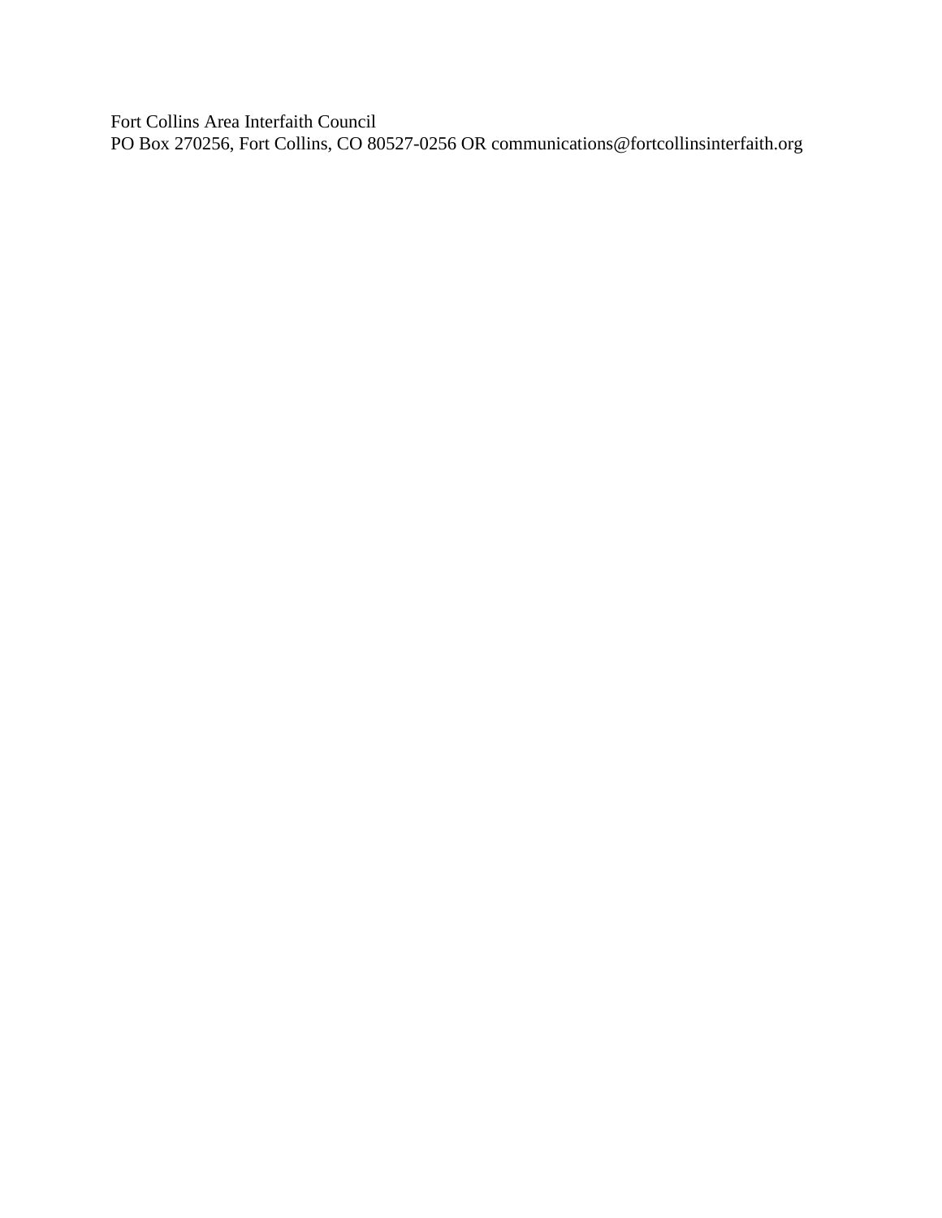Fort Collins Area Interfaith Council
PO Box 270256, Fort Collins, CO 80527-0256 OR communications@fortcollinsinterfaith.org